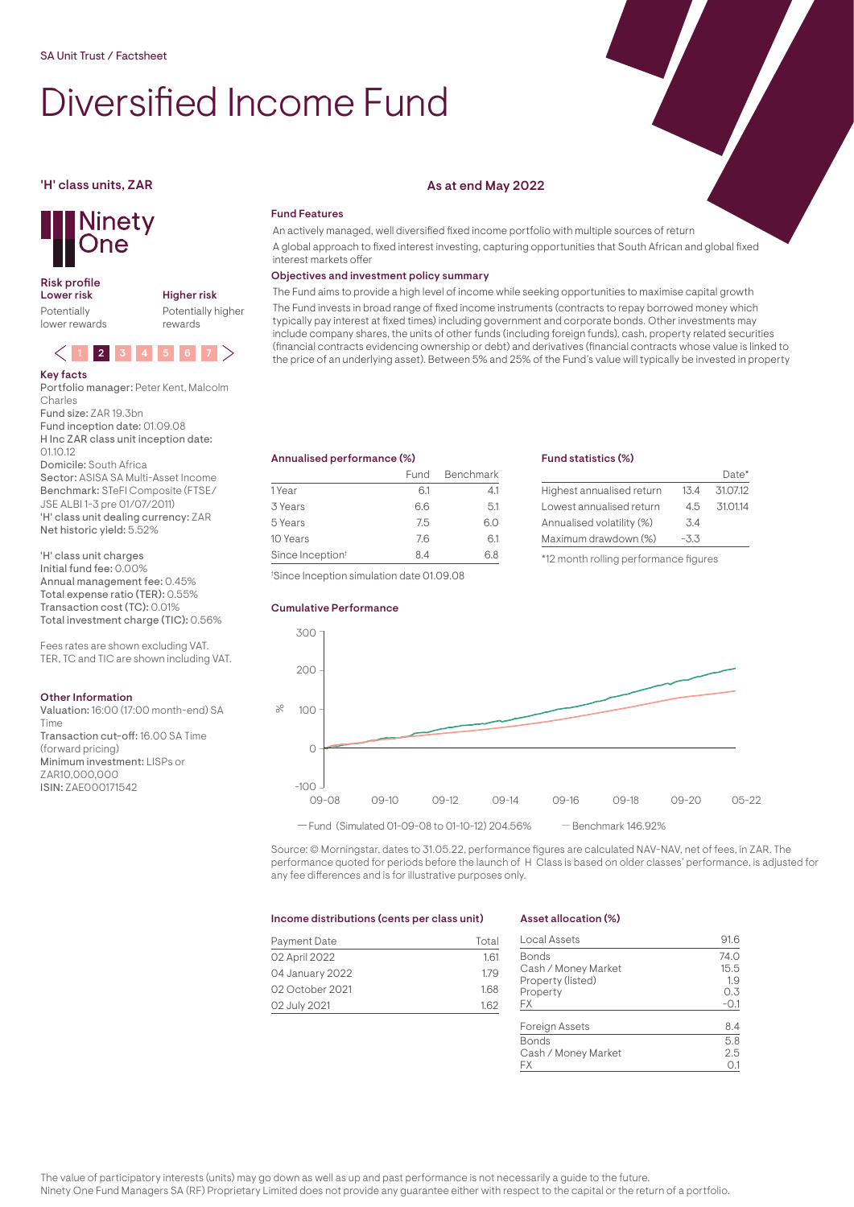SA Unit Trust / Factsheet

# Diversified Income Fund

## 'H' class units, ZAR

As at end May 2022

Ninety One

### Risk profile

**Lower risk** Potentially lower rewards

**Higher risk** Potentially higher rewards

1 **2** 3 4 5 6 7

### Key facts

**Portfolio manager:** Peter Kent, Malcolm Charles
**Fund size:** ZAR 19.3bn
**Fund inception date:** 01.09.08
**H Inc ZAR class unit inception date:** 01.10.12
**Domicile:** South Africa
**Sector:** ASISA SA Multi-Asset Income
**Benchmark:** STeFI Composite (FTSE/JSE ALBI 1-3 pre 01/07/2011)
**'H' class unit dealing currency:** ZAR
**Net historic yield:** 5.52%

'H' class unit charges
**Initial fund fee:** 0.00%
**Annual management fee:** 0.45%
**Total expense ratio (TER):** 0.55%
**Transaction cost (TC):** 0.01%
**Total investment charge (TIC):** 0.56%

Fees rates are shown excluding VAT.
TER, TC and TIC are shown including VAT.

### Other Information

**Valuation:** 16:00 (17:00 month-end) SA Time
**Transaction cut-off:** 16.00 SA Time (forward pricing)
**Minimum investment:** LISPs or ZAR10,000,000
**ISIN:** ZAE000171542

### Fund Features

An actively managed, well diversified fixed income portfolio with multiple sources of return

A global approach to fixed interest investing, capturing opportunities that South African and global fixed interest markets offer

### Objectives and investment policy summary

The Fund aims to provide a high level of income while seeking opportunities to maximise capital growth

The Fund invests in broad range of fixed income instruments (contracts to repay borrowed money which typically pay interest at fixed times) including government and corporate bonds. Other investments may include company shares, the units of other funds (including foreign funds), cash, property related securities (financial contracts evidencing ownership or debt) and derivatives (financial contracts whose value is linked to the price of an underlying asset). Between 5% and 25% of the Fund's value will typically be invested in property

### Annualised performance (%)

| | Fund | Benchmark |
|---|---|---|
| 1 Year | 6.1 | 4.1 |
| 3 Years | 6.6 | 5.1 |
| 5 Years | 7.5 | 6.0 |
| 10 Years | 7.6 | 6.1 |
| Since Inception[†] | 8.4 | 6.8 |

[†]Since Inception simulation date 01.09.08

### Fund statistics (%)

| | | Date* |
|---|---|---|
| Highest annualised return | 13.4 | 31.07.12 |
| Lowest annualised return | 4.5 | 31.01.14 |
| Annualised volatility (%) | 3.4 | |
| Maximum drawdown (%) | -3.3 | |

*12 month rolling performance figures

### Cumulative Performance

— Fund (Simulated 01-09-08 to 01-10-12) 204.56%   — Benchmark 146.92%

Source: © Morningstar, dates to 31.05.22, performance figures are calculated NAV-NAV, net of fees, in ZAR. The performance quoted for periods before the launch of H Class is based on older classes' performance, is adjusted for any fee differences and is for illustrative purposes only.

### Income distributions (cents per class unit)

| Payment Date | Total |
|---|---|
| 02 April 2022 | 1.61 |
| 04 January 2022 | 1.79 |
| 02 October 2021 | 1.68 |
| 02 July 2021 | 1.62 |

### Asset allocation (%)

| Local Assets | 91.6 |
|---|---|
| Bonds | 74.0 |
| Cash / Money Market | 15.5 |
| Property (listed) | 1.9 |
| Property | 0.3 |
| FX | -0.1 |
| **Foreign Assets** | **8.4** |
| Bonds | 5.8 |
| Cash / Money Market | 2.5 |
| FX | 0.1 |

The value of participatory interests (units) may go down as well as up and past performance is not necessarily a guide to the future.
Ninety One Fund Managers SA (RF) Proprietary Limited does not provide any guarantee either with respect to the capital or the return of a portfolio.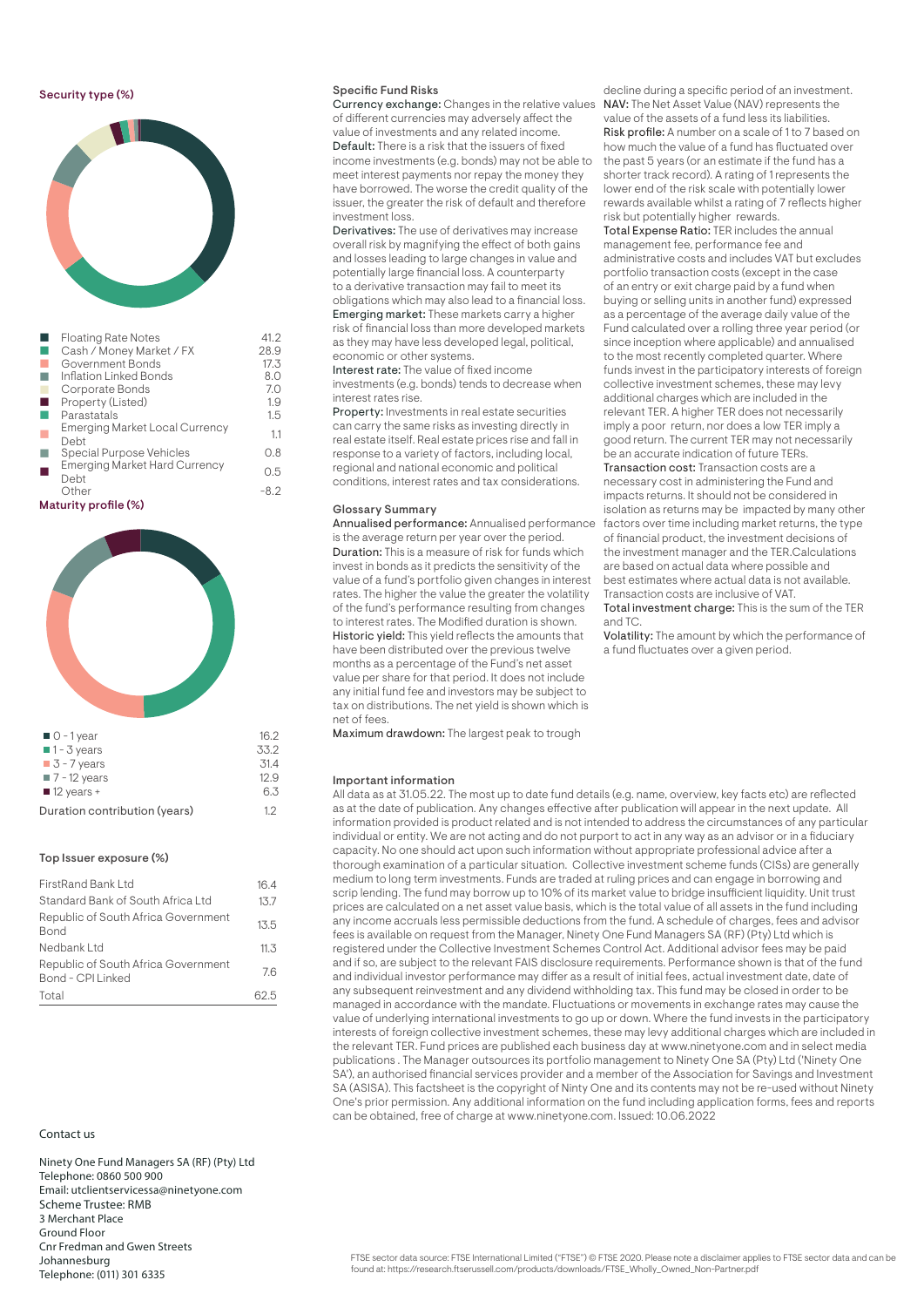## Security type (%)

| | |
|---|---|
| Floating Rate Notes | 41.2 |
| Cash / Money Market / FX | 28.9 |
| Government Bonds | 17.3 |
| Inflation Linked Bonds | 8.0 |
| Corporate Bonds | 7.0 |
| Property (Listed) | 1.9 |
| Parastatals | 1.5 |
| Emerging Market Local Currency Debt | 1.1 |
| Special Purpose Vehicles | 0.8 |
| Emerging Market Hard Currency Debt | 0.5 |
| Other | -8.2 |

## Maturity profile (%)

| | |
|---|---|
| 0 - 1 year | 16.2 |
| 1 - 3 years | 33.2 |
| 3 - 7 years | 31.4 |
| 7 - 12 years | 12.9 |
| 12 years + | 6.3 |
| Duration contribution (years) | 1.2 |

## Top Issuer exposure (%)

| | |
|---|---|
| FirstRand Bank Ltd | 16.4 |
| Standard Bank of South Africa Ltd | 13.7 |
| Republic of South Africa Government Bond | 13.5 |
| Nedbank Ltd | 11.3 |
| Republic of South Africa Government Bond - CPI Linked | 7.6 |
| Total | 62.5 |

## Specific Fund Risks

**Currency exchange:** Changes in the relative values of different currencies may adversely affect the value of investments and any related income.
**Default:** There is a risk that the issuers of fixed income investments (e.g. bonds) may not be able to meet interest payments nor repay the money they have borrowed. The worse the credit quality of the issuer, the greater the risk of default and therefore investment loss.
**Derivatives:** The use of derivatives may increase overall risk by magnifying the effect of both gains and losses leading to large changes in value and potentially large financial loss. A counterparty to a derivative transaction may fail to meet its obligations which may also lead to a financial loss.
**Emerging market:** These markets carry a higher risk of financial loss than more developed markets as they may have less developed legal, political, economic or other systems.
**Interest rate:** The value of fixed income investments (e.g. bonds) tends to decrease when interest rates rise.
**Property:** Investments in real estate securities can carry the same risks as investing directly in real estate itself. Real estate prices rise and fall in response to a variety of factors, including local, regional and national economic and political conditions, interest rates and tax considerations.

## Glossary Summary

**Annualised performance:** Annualised performance is the average return per year over the period.
**Duration:** This is a measure of risk for funds which invest in bonds as it predicts the sensitivity of the value of a fund's portfolio given changes in interest rates. The higher the value the greater the volatility of the fund's performance resulting from changes to interest rates. The Modified duration is shown.
**Historic yield:** This yield reflects the amounts that have been distributed over the previous twelve months as a percentage of the Fund's net asset value per share for that period. It does not include any initial fund fee and investors may be subject to tax on distributions. The net yield is shown which is net of fees.
**Maximum drawdown:** The largest peak to trough decline during a specific period of an investment.
**NAV:** The Net Asset Value (NAV) represents the value of the assets of a fund less its liabilities.
**Risk profile:** A number on a scale of 1 to 7 based on how much the value of a fund has fluctuated over the past 5 years (or an estimate if the fund has a shorter track record). A rating of 1 represents the lower end of the risk scale with potentially lower rewards available whilst a rating of 7 reflects higher risk but potentially higher rewards.
**Total Expense Ratio:** TER includes the annual management fee, performance fee and administrative costs and includes VAT but excludes portfolio transaction costs (except in the case of an entry or exit charge paid by a fund when buying or selling units in another fund) expressed as a percentage of the average daily value of the Fund calculated over a rolling three year period (or since inception where applicable) and annualised to the most recently completed quarter. Where funds invest in the participatory interests of foreign collective investment schemes, these may levy additional charges which are included in the relevant TER. A higher TER does not necessarily imply a poor return, nor does a low TER imply a good return. The current TER may not necessarily be an accurate indication of future TERs.
**Transaction cost:** Transaction costs are a necessary cost in administering the Fund and impacts returns. It should not be considered in isolation as returns may be impacted by many other factors over time including market returns, the type of financial product, the investment decisions of the investment manager and the TER.Calculations are based on actual data where possible and best estimates where actual data is not available. Transaction costs are inclusive of VAT.
**Total investment charge:** This is the sum of the TER and TC.
**Volatility:** The amount by which the performance of a fund fluctuates over a given period.

## Important information

All data as at 31.05.22. The most up to date fund details (e.g. name, overview, key facts etc) are reflected as at the date of publication. Any changes effective after publication will appear in the next update. All information provided is product related and is not intended to address the circumstances of any particular individual or entity. We are not acting and do not purport to act in any way as an advisor or in a fiduciary capacity. No one should act upon such information without appropriate professional advice after a thorough examination of a particular situation. Collective investment scheme funds (CISs) are generally medium to long term investments. Funds are traded at ruling prices and can engage in borrowing and scrip lending. The fund may borrow up to 10% of its market value to bridge insufficient liquidity. Unit trust prices are calculated on a net asset value basis, which is the total value of all assets in the fund including any income accruals less permissible deductions from the fund. A schedule of charges, fees and advisor fees is available on request from the Manager, Ninety One Fund Managers SA (RF) (Pty) Ltd which is registered under the Collective Investment Schemes Control Act. Additional advisor fees may be paid and if so, are subject to the relevant FAIS disclosure requirements. Performance shown is that of the fund and individual investor performance may differ as a result of initial fees, actual investment date, date of any subsequent reinvestment and any dividend withholding tax. This fund may be closed in order to be managed in accordance with the mandate. Fluctuations or movements in exchange rates may cause the value of underlying international investments to go up or down. Where the fund invests in the participatory interests of foreign collective investment schemes, these may levy additional charges which are included in the relevant TER. Fund prices are published each business day at www.ninetyone.com and in select media publications . The Manager outsources its portfolio management to Ninety One SA (Pty) Ltd ('Ninety One SA'), an authorised financial services provider and a member of the Association for Savings and Investment SA (ASISA). This factsheet is the copyright of Ninty One and its contents may not be re-used without Ninety One's prior permission. Any additional information on the fund including application forms, fees and reports can be obtained, free of charge at www.ninetyone.com. Issued: 10.06.2022

## Contact us

Ninety One Fund Managers SA (RF) (Pty) Ltd
Telephone: 0860 500 900
Email: utclientservicessa@ninetyone.com
Scheme Trustee: RMB
3 Merchant Place
Ground Floor
Cnr Fredman and Gwen Streets
Johannesburg
Telephone: (011) 301 6335

FTSE sector data source: FTSE International Limited ("FTSE") © FTSE 2020. Please note a disclaimer applies to FTSE sector data and can be found at: https://research.ftserussell.com/products/downloads/FTSE_Wholly_Owned_Non-Partner.pdf